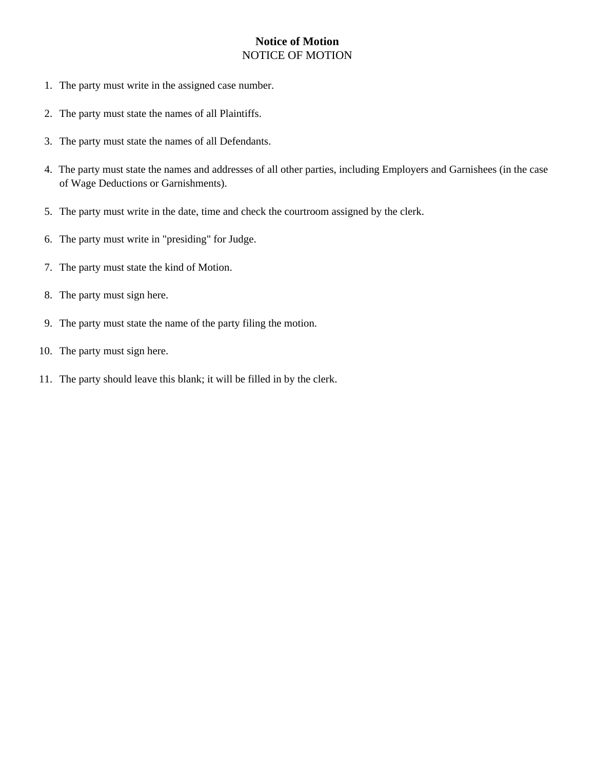# Notice of Motion

NOTICE OF MOTION

1. The party must write in the assigned case number.
2. The party must state the names of all Plaintiffs.
3. The party must state the names of all Defendants.
4. The party must state the names and addresses of all other parties, including Employers and Garnishees (in the case of Wage Deductions or Garnishments).
5. The party must write in the date, time and check the courtroom assigned by the clerk.
6. The party must write in "presiding" for Judge.
7. The party must state the kind of Motion.
8. The party must sign here.
9. The party must state the name of the party filing the motion.
10. The party must sign here.
11. The party should leave this blank; it will be filled in by the clerk.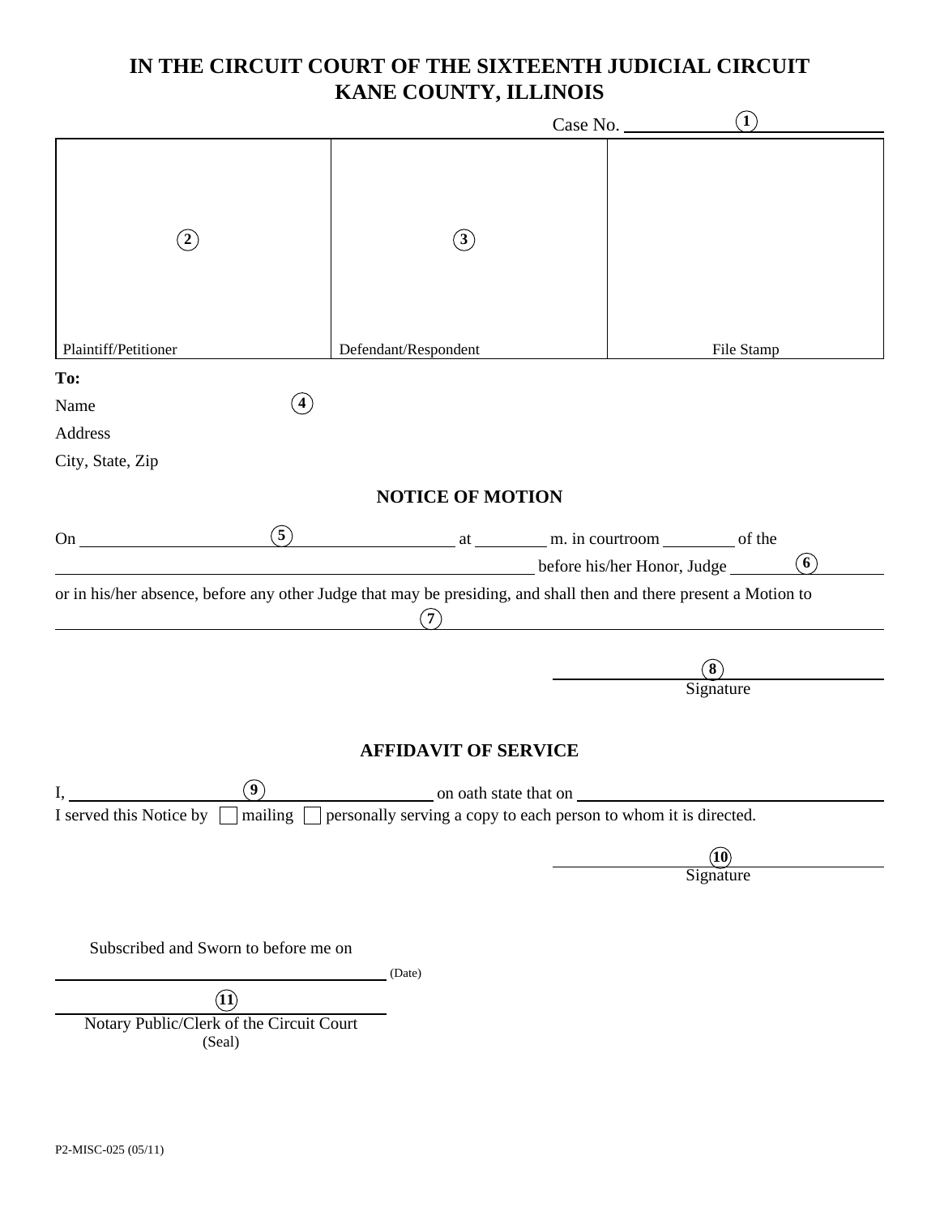# IN THE CIRCUIT COURT OF THE SIXTEENTH JUDICIAL CIRCUIT
# KANE COUNTY, ILLINOIS

Case No. ______ (1) ______

| (2) | (3) | |
|---|---|---|
| Plaintiff/Petitioner | Defendant/Respondent | File Stamp |

**To:**

Name (4)

Address

City, State, Zip

## NOTICE OF MOTION

On ______ (5) ______ at ______ m. in courtroom ______ of the ______ before his/her Honor, Judge ______ (6)

or in his/her absence, before any other Judge that may be presiding, and shall then and there present a Motion to

______ (7) ______

______ (8) ______
Signature

## AFFIDAVIT OF SERVICE

I, ______ (9) ______ on oath state that on ______

I served this Notice by ☐ mailing ☐ personally serving a copy to each person to whom it is directed.

______ (10) ______
Signature

Subscribed and Sworn to before me on

______ (Date)

______ (11) ______
Notary Public/Clerk of the Circuit Court
(Seal)

P2-MISC-025 (05/11)